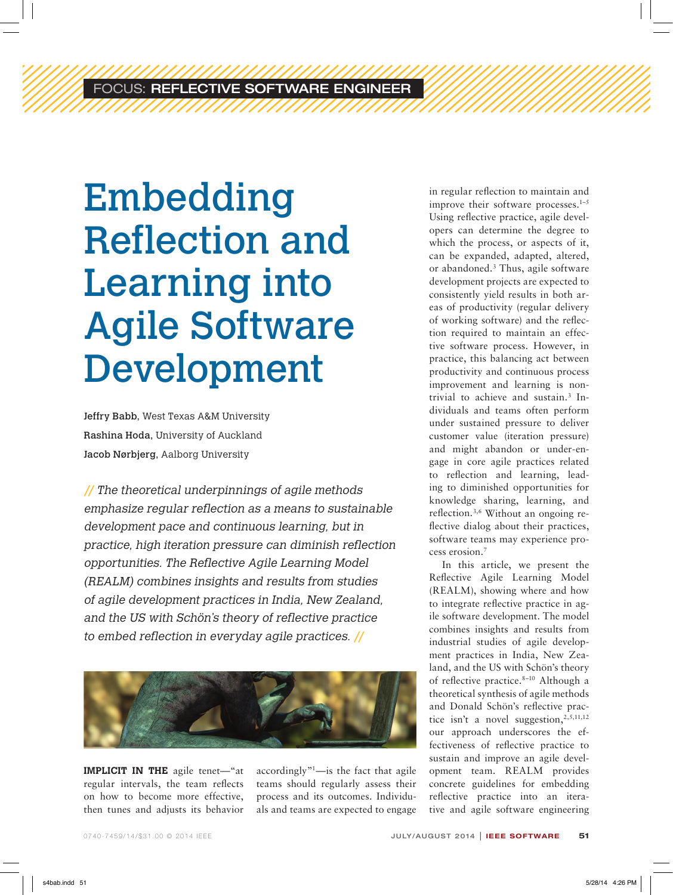FOCUS: REFLECTIVE SOFTWARE ENGINEER

# Embedding Reflection and Learning into Agile Software Development

Jeffry Babb, West Texas A&M University

Rashina Hoda, University of Auckland

Jacob Nørbjerg, Aalborg University

*// The theoretical underpinnings of agile methods emphasize regular reflection as a means to sustainable development pace and continuous learning, but in practice, high iteration pressure can diminish reflection opportunities. The Reflective Agile Learning Model (REALM) combines insights and results from studies of agile development practices in India, New Zealand, and the US with Schön's theory of reflective practice to embed reflection in everyday agile practices. //*

**IMPLICIT IN THE** agile tenet—"at regular intervals, the team reflects on how to become more effective, then tunes and adjusts its behavior accordingly"[1]—is the fact that agile teams should regularly assess their process and its outcomes. Individuals and teams are expected to engage in regular reflection to maintain and improve their software processes.[1–5] Using reflective practice, agile developers can determine the degree to which the process, or aspects of it, can be expanded, adapted, altered, or abandoned.[3] Thus, agile software development projects are expected to consistently yield results in both areas of productivity (regular delivery of working software) and the reflection required to maintain an effective software process. However, in practice, this balancing act between productivity and continuous process improvement and learning is nontrivial to achieve and sustain.[3] Individuals and teams often perform under sustained pressure to deliver customer value (iteration pressure) and might abandon or under-engage in core agile practices related to reflection and learning, leading to diminished opportunities for knowledge sharing, learning, and reflection.[3,6] Without an ongoing reflective dialog about their practices, software teams may experience process erosion.[7]

In this article, we present the Reflective Agile Learning Model (REALM), showing where and how to integrate reflective practice in agile software development. The model combines insights and results from industrial studies of agile development practices in India, New Zealand, and the US with Schön's theory of reflective practice.[8–10] Although a theoretical synthesis of agile methods and Donald Schön's reflective practice isn't a novel suggestion,[2,5,11,12] our approach underscores the effectiveness of reflective practice to sustain and improve an agile development team. REALM provides concrete guidelines for embedding reflective practice into an iterative and agile software engineering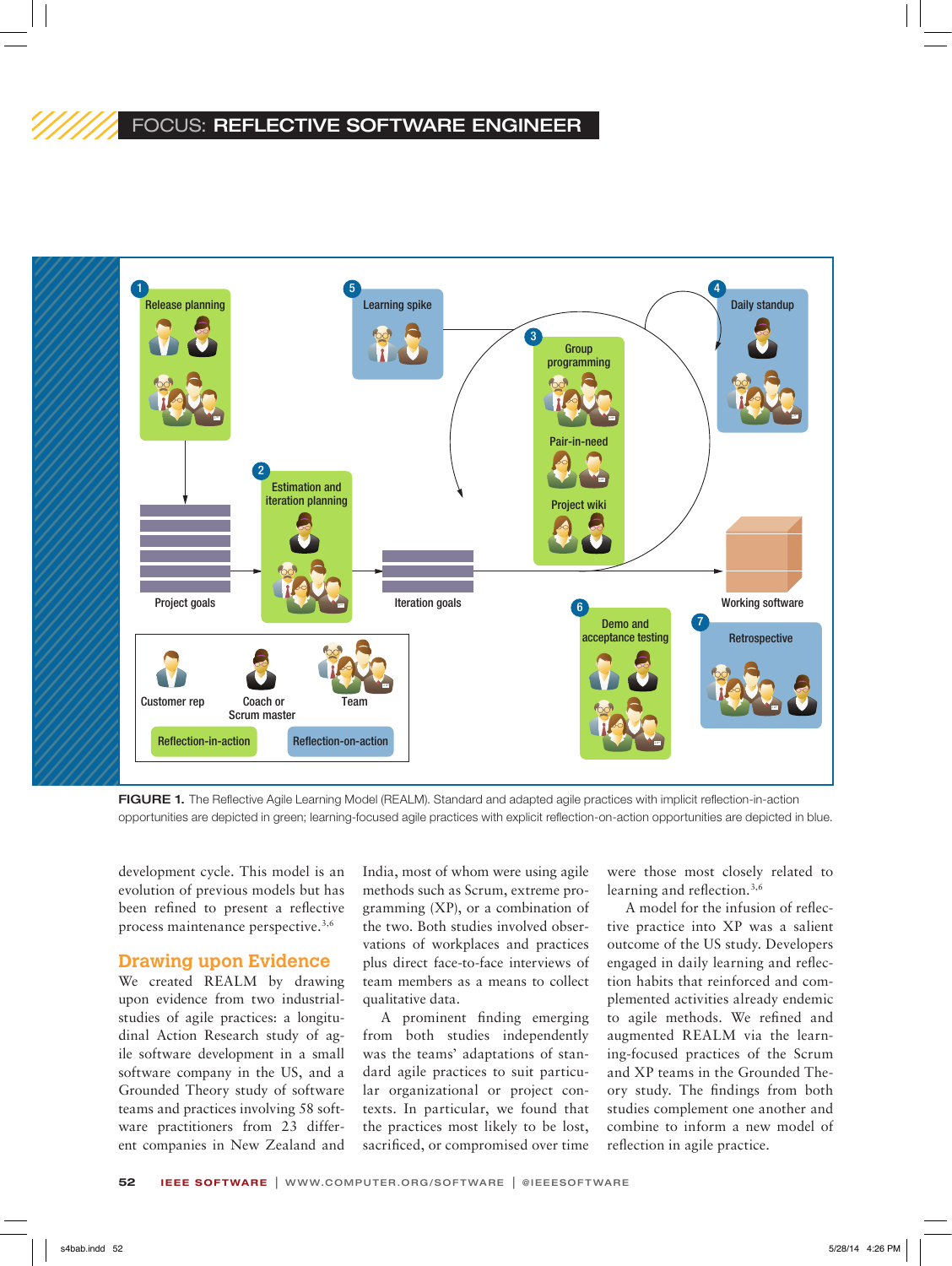FIGURE 1. The Reflective Agile Learning Model (REALM). Standard and adapted agile practices with implicit reflection-in-action opportunities are depicted in green; learning-focused agile practices with explicit reflection-on-action opportunities are depicted in blue.

development cycle. This model is an evolution of previous models but has been refined to present a reflective process maintenance perspective.[3,6]

## Drawing upon Evidence

We created REALM by drawing upon evidence from two industrial-studies of agile practices: a longitudinal Action Research study of agile software development in a small software company in the US, and a Grounded Theory study of software teams and practices involving 58 software practitioners from 23 different companies in New Zealand and India, most of whom were using agile methods such as Scrum, extreme programming (XP), or a combination of the two. Both studies involved observations of workplaces and practices plus direct face-to-face interviews of team members as a means to collect qualitative data.

A prominent finding emerging from both studies independently was the teams' adaptations of standard agile practices to suit particular organizational or project contexts. In particular, we found that the practices most likely to be lost, sacrificed, or compromised over time were those most closely related to learning and reflection.[3,6]

A model for the infusion of reflective practice into XP was a salient outcome of the US study. Developers engaged in daily learning and reflection habits that reinforced and complemented activities already endemic to agile methods. We refined and augmented REALM via the learning-focused practices of the Scrum and XP teams in the Grounded Theory study. The findings from both studies complement one another and combine to inform a new model of reflection in agile practice.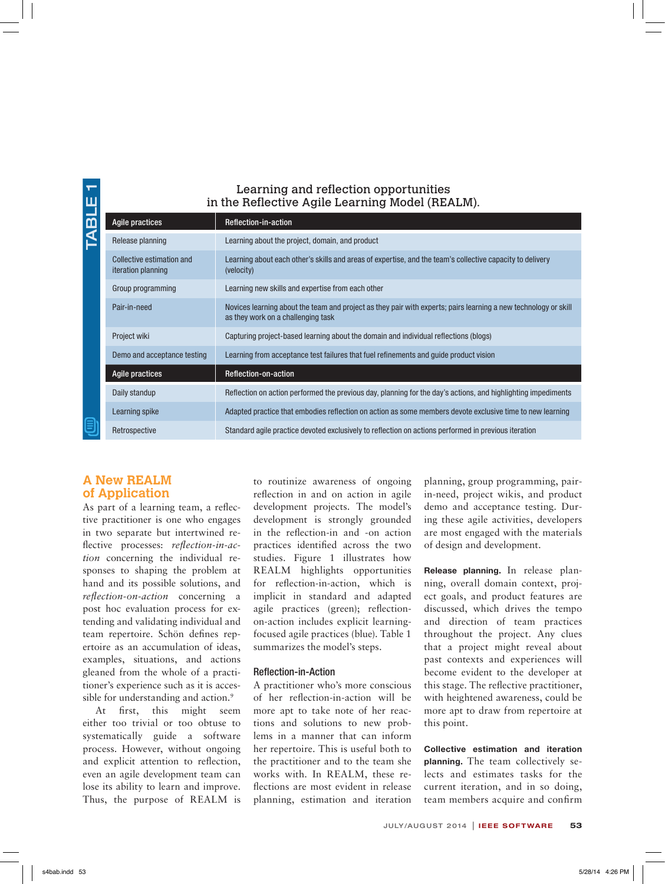**TABLE 1**

**Learning and reflection opportunities in the Reflective Agile Learning Model (REALM).**

| Agile practices | Reflection-in-action |
|---|---|
| Release planning | Learning about the project, domain, and product |
| Collective estimation and iteration planning | Learning about each other's skills and areas of expertise, and the team's collective capacity to delivery (velocity) |
| Group programming | Learning new skills and expertise from each other |
| Pair-in-need | Novices learning about the team and project as they pair with experts; pairs learning a new technology or skill as they work on a challenging task |
| Project wiki | Capturing project-based learning about the domain and individual reflections (blogs) |
| Demo and acceptance testing | Learning from acceptance test failures that fuel refinements and guide product vision |
| **Agile practices** | **Reflection-on-action** |
| Daily standup | Reflection on action performed the previous day, planning for the day's actions, and highlighting impediments |
| Learning spike | Adapted practice that embodies reflection on action as some members devote exclusive time to new learning |
| Retrospective | Standard agile practice devoted exclusively to reflection on actions performed in previous iteration |

## A New REALM of Application

As part of a learning team, a reflective practitioner is one who engages in two separate but intertwined reflective processes: *reflection-in-action* concerning the individual responses to shaping the problem at hand and its possible solutions, and *reflection-on-action* concerning a post hoc evaluation process for extending and validating individual and team repertoire. Schön defines repertoire as an accumulation of ideas, examples, situations, and actions gleaned from the whole of a practitioner's experience such as it is accessible for understanding and action.[9]

At first, this might seem either too trivial or too obtuse to systematically guide a software process. However, without ongoing and explicit attention to reflection, even an agile development team can lose its ability to learn and improve. Thus, the purpose of REALM is to routinize awareness of ongoing reflection in and on action in agile development projects. The model's development is strongly grounded in the reflection-in and -on action practices identified across the two studies. Figure 1 illustrates how REALM highlights opportunities for reflection-in-action, which is implicit in standard and adapted agile practices (green); reflection-on-action includes explicit learning-focused agile practices (blue). Table 1 summarizes the model's steps.

### Reflection-in-Action

A practitioner who's more conscious of her reflection-in-action will be more apt to take note of her reactions and solutions to new problems in a manner that can inform her repertoire. This is useful both to the practitioner and to the team she works with. In REALM, these reflections are most evident in release planning, estimation and iteration planning, group programming, pair-in-need, project wikis, and product demo and acceptance testing. During these agile activities, developers are most engaged with the materials of design and development.

**Release planning.** In release planning, overall domain context, project goals, and product features are discussed, which drives the tempo and direction of team practices throughout the project. Any clues that a project might reveal about past contexts and experiences will become evident to the developer at this stage. The reflective practitioner, with heightened awareness, could be more apt to draw from repertoire at this point.

**Collective estimation and iteration planning.** The team collectively selects and estimates tasks for the current iteration, and in so doing, team members acquire and confirm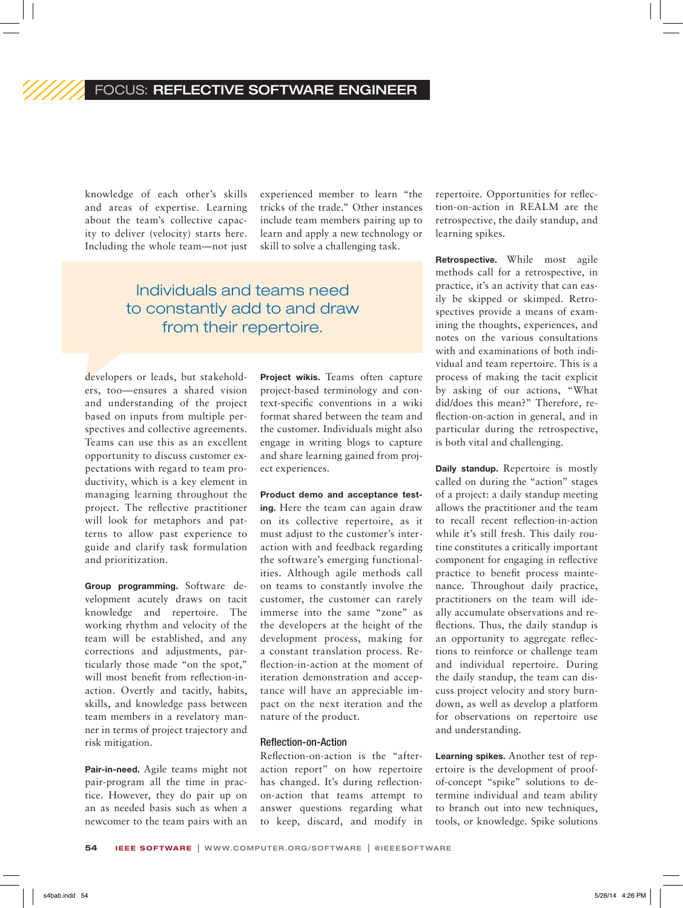knowledge of each other's skills and areas of expertise. Learning about the team's collective capacity to deliver (velocity) starts here. Including the whole team—not just developers or leads, but stakeholders, too—ensures a shared vision and understanding of the project based on inputs from multiple perspectives and collective agreements. Teams can use this as an excellent opportunity to discuss customer expectations with regard to team productivity, which is a key element in managing learning throughout the project. The reflective practitioner will look for metaphors and patterns to allow past experience to guide and clarify task formulation and prioritization.

> Individuals and teams need to constantly add to and draw from their repertoire.

**Group programming.** Software development acutely draws on tacit knowledge and repertoire. The working rhythm and velocity of the team will be established, and any corrections and adjustments, particularly those made "on the spot," will most benefit from reflection-in-action. Overtly and tacitly, habits, skills, and knowledge pass between team members in a revelatory manner in terms of project trajectory and risk mitigation.

**Pair-in-need.** Agile teams might not pair-program all the time in practice. However, they do pair up on an as needed basis such as when a newcomer to the team pairs with an experienced member to learn "the tricks of the trade." Other instances include team members pairing up to learn and apply a new technology or skill to solve a challenging task.

**Project wikis.** Teams often capture project-based terminology and context-specific conventions in a wiki format shared between the team and the customer. Individuals might also engage in writing blogs to capture and share learning gained from project experiences.

**Product demo and acceptance testing.** Here the team can again draw on its collective repertoire, as it must adjust to the customer's interaction with and feedback regarding the software's emerging functionalities. Although agile methods call on teams to constantly involve the customer, the customer can rarely immerse into the same "zone" as the developers at the height of the development process, making for a constant translation process. Reflection-in-action at the moment of iteration demonstration and acceptance will have an appreciable impact on the next iteration and the nature of the product.

### Reflection-on-Action

Reflection-on-action is the "after-action report" on how repertoire has changed. It's during reflection-on-action that teams attempt to answer questions regarding what to keep, discard, and modify in repertoire. Opportunities for reflection-on-action in REALM are the retrospective, the daily standup, and learning spikes.

**Retrospective.** While most agile methods call for a retrospective, in practice, it's an activity that can easily be skipped or skimped. Retrospectives provide a means of examining the thoughts, experiences, and notes on the various consultations with and examinations of both individual and team repertoire. This is a process of making the tacit explicit by asking of our actions, "What did/does this mean?" Therefore, reflection-on-action in general, and in particular during the retrospective, is both vital and challenging.

**Daily standup.** Repertoire is mostly called on during the "action" stages of a project: a daily standup meeting allows the practitioner and the team to recall recent reflection-in-action while it's still fresh. This daily routine constitutes a critically important component for engaging in reflective practice to benefit process maintenance. Throughout daily practice, practitioners on the team will ideally accumulate observations and reflections. Thus, the daily standup is an opportunity to aggregate reflections to reinforce or challenge team and individual repertoire. During the daily standup, the team can discuss project velocity and story burndown, as well as develop a platform for observations on repertoire use and understanding.

**Learning spikes.** Another test of repertoire is the development of proof-of-concept "spike" solutions to determine individual and team ability to branch out into new techniques, tools, or knowledge. Spike solutions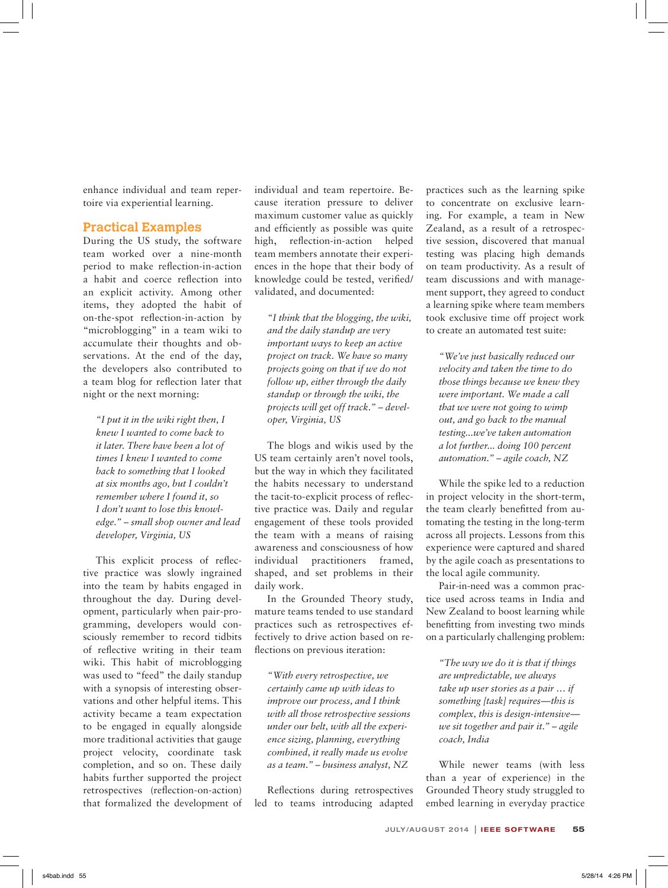enhance individual and team repertoire via experiential learning.

## Practical Examples

During the US study, the software team worked over a nine-month period to make reflection-in-action a habit and coerce reflection into an explicit activity. Among other items, they adopted the habit of on-the-spot reflection-in-action by "microblogging" in a team wiki to accumulate their thoughts and observations. At the end of the day, the developers also contributed to a team blog for reflection later that night or the next morning:

> *"I put it in the wiki right then, I knew I wanted to come back to it later. There have been a lot of times I knew I wanted to come back to something that I looked at six months ago, but I couldn't remember where I found it, so I don't want to lose this knowledge." – small shop owner and lead developer, Virginia, US*

This explicit process of reflective practice was slowly ingrained into the team by habits engaged in throughout the day. During development, particularly when pair-programming, developers would consciously remember to record tidbits of reflective writing in their team wiki. This habit of microblogging was used to "feed" the daily standup with a synopsis of interesting observations and other helpful items. This activity became a team expectation to be engaged in equally alongside more traditional activities that gauge project velocity, coordinate task completion, and so on. These daily habits further supported the project retrospectives (reflection-on-action) that formalized the development of individual and team repertoire. Because iteration pressure to deliver maximum customer value as quickly and efficiently as possible was quite high, reflection-in-action helped team members annotate their experiences in the hope that their body of knowledge could be tested, verified/validated, and documented:

> *"I think that the blogging, the wiki, and the daily standup are very important ways to keep an active project on track. We have so many projects going on that if we do not follow up, either through the daily standup or through the wiki, the projects will get off track." – developer, Virginia, US*

The blogs and wikis used by the US team certainly aren't novel tools, but the way in which they facilitated the habits necessary to understand the tacit-to-explicit process of reflective practice was. Daily and regular engagement of these tools provided the team with a means of raising awareness and consciousness of how individual practitioners framed, shaped, and set problems in their daily work.

In the Grounded Theory study, mature teams tended to use standard practices such as retrospectives effectively to drive action based on reflections on previous iteration:

> *"With every retrospective, we certainly came up with ideas to improve our process, and I think with all those retrospective sessions under our belt, with all the experience sizing, planning, everything combined, it really made us evolve as a team." – business analyst, NZ*

Reflections during retrospectives led to teams introducing adapted practices such as the learning spike to concentrate on exclusive learning. For example, a team in New Zealand, as a result of a retrospective session, discovered that manual testing was placing high demands on team productivity. As a result of team discussions and with management support, they agreed to conduct a learning spike where team members took exclusive time off project work to create an automated test suite:

> *"We've just basically reduced our velocity and taken the time to do those things because we knew they were important. We made a call that we were not going to wimp out, and go back to the manual testing...we've taken automation a lot further... doing 100 percent automation." – agile coach, NZ*

While the spike led to a reduction in project velocity in the short-term, the team clearly benefitted from automating the testing in the long-term across all projects. Lessons from this experience were captured and shared by the agile coach as presentations to the local agile community.

Pair-in-need was a common practice used across teams in India and New Zealand to boost learning while benefitting from investing two minds on a particularly challenging problem:

> *"The way we do it is that if things are unpredictable, we always take up user stories as a pair … if something [task] requires—this is complex, this is design-intensive—we sit together and pair it." – agile coach, India*

While newer teams (with less than a year of experience) in the Grounded Theory study struggled to embed learning in everyday practice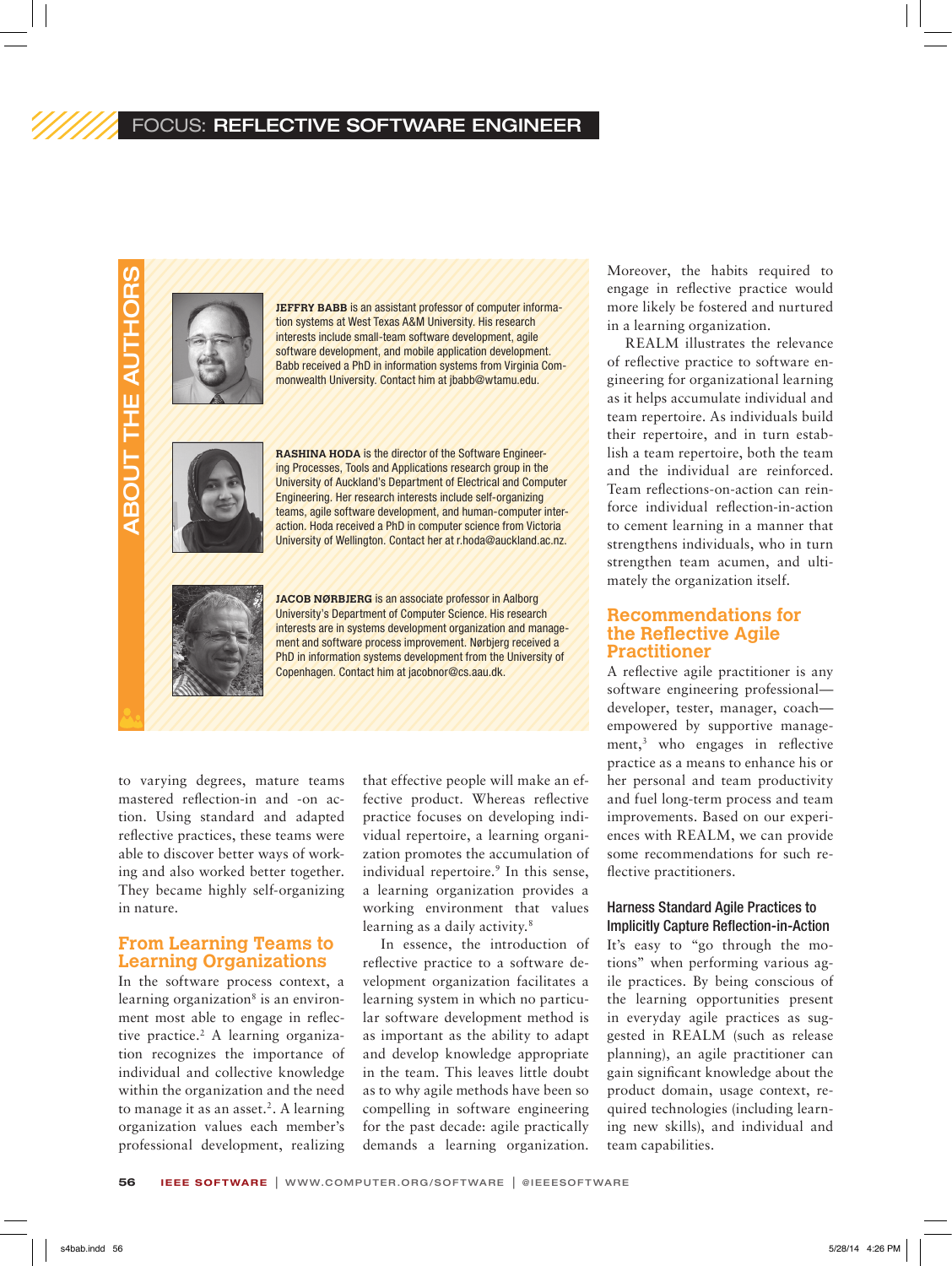## ABOUT THE AUTHORS

**JEFFRY BABB** is an assistant professor of computer information systems at West Texas A&M University. His research interests include small-team software development, agile software development, and mobile application development. Babb received a PhD in information systems from Virginia Commonwealth University. Contact him at jbabb@wtamu.edu.

**RASHINA HODA** is the director of the Software Engineering Processes, Tools and Applications research group in the University of Auckland's Department of Electrical and Computer Engineering. Her research interests include self-organizing teams, agile software development, and human-computer interaction. Hoda received a PhD in computer science from Victoria University of Wellington. Contact her at r.hoda@auckland.ac.nz.

**JACOB NØRBJERG** is an associate professor in Aalborg University's Department of Computer Science. His research interests are in systems development organization and management and software process improvement. Nørbjerg received a PhD in information systems development from the University of Copenhagen. Contact him at jacobnor@cs.aau.dk.

to varying degrees, mature teams mastered reflection-in and -on action. Using standard and adapted reflective practices, these teams were able to discover better ways of working and also worked better together. They became highly self-organizing in nature.

## From Learning Teams to Learning Organizations

In the software process context, a learning organization[8] is an environment most able to engage in reflective practice.[2] A learning organization recognizes the importance of individual and collective knowledge within the organization and the need to manage it as an asset.[2]. A learning organization values each member's professional development, realizing that effective people will make an effective product. Whereas reflective practice focuses on developing individual repertoire, a learning organization promotes the accumulation of individual repertoire.[9] In this sense, a learning organization provides a working environment that values learning as a daily activity.[8]

In essence, the introduction of reflective practice to a software development organization facilitates a learning system in which no particular software development method is as important as the ability to adapt and develop knowledge appropriate in the team. This leaves little doubt as to why agile methods have been so compelling in software engineering for the past decade: agile practically demands a learning organization. Moreover, the habits required to engage in reflective practice would more likely be fostered and nurtured in a learning organization.

REALM illustrates the relevance of reflective practice to software engineering for organizational learning as it helps accumulate individual and team repertoire. As individuals build their repertoire, and in turn establish a team repertoire, both the team and the individual are reinforced. Team reflections-on-action can reinforce individual reflection-in-action to cement learning in a manner that strengthens individuals, who in turn strengthen team acumen, and ultimately the organization itself.

## Recommendations for the Reflective Agile Practitioner

A reflective agile practitioner is any software engineering professional—developer, tester, manager, coach—empowered by supportive management,[3] who engages in reflective practice as a means to enhance his or her personal and team productivity and fuel long-term process and team improvements. Based on our experiences with REALM, we can provide some recommendations for such reflective practitioners.

### Harness Standard Agile Practices to Implicitly Capture Reflection-in-Action

It's easy to "go through the motions" when performing various agile practices. By being conscious of the learning opportunities present in everyday agile practices as suggested in REALM (such as release planning), an agile practitioner can gain significant knowledge about the product domain, usage context, required technologies (including learning new skills), and individual and team capabilities.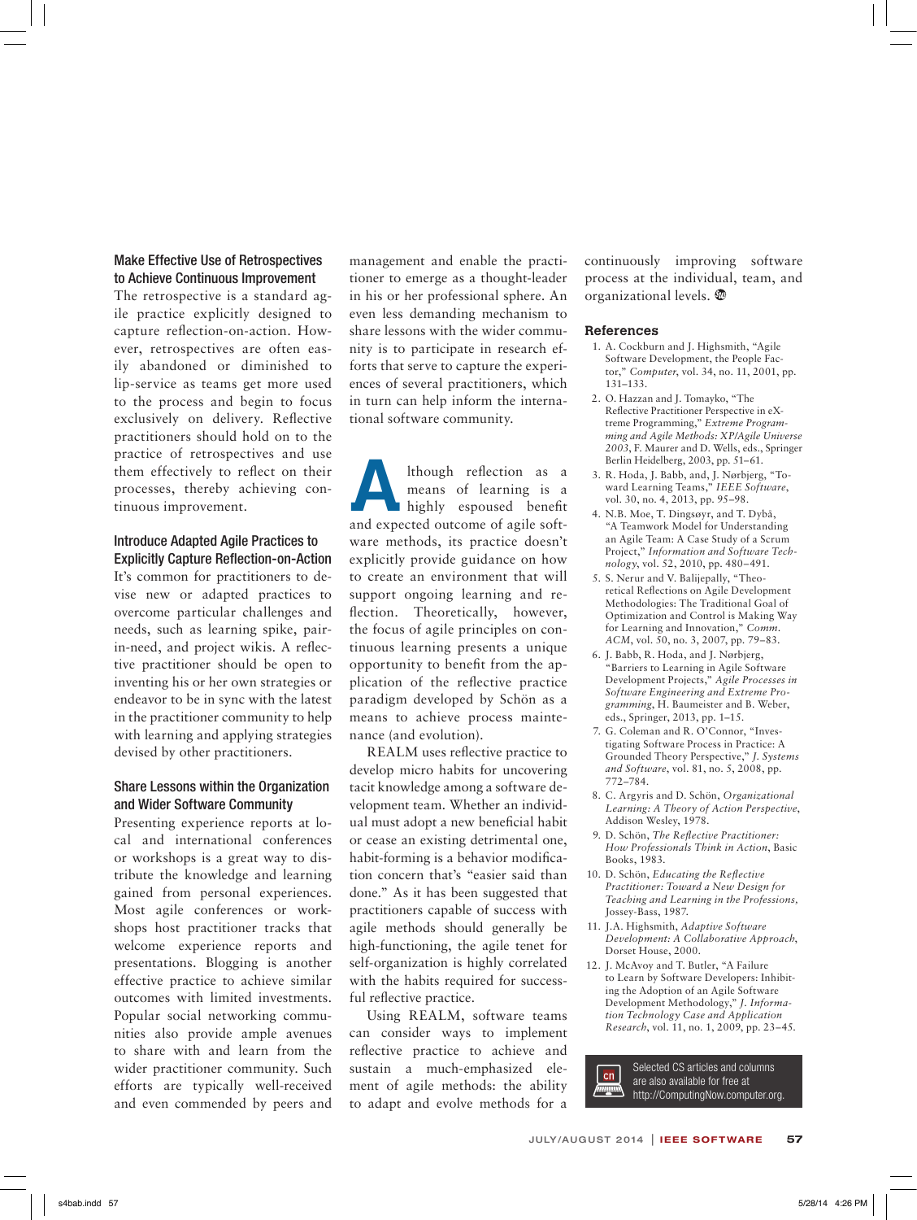### Make Effective Use of Retrospectives to Achieve Continuous Improvement

The retrospective is a standard agile practice explicitly designed to capture reflection-on-action. However, retrospectives are often easily abandoned or diminished to lip-service as teams get more used to the process and begin to focus exclusively on delivery. Reflective practitioners should hold on to the practice of retrospectives and use them effectively to reflect on their processes, thereby achieving continuous improvement.

### Introduce Adapted Agile Practices to Explicitly Capture Reflection-on-Action

It's common for practitioners to devise new or adapted practices to overcome particular challenges and needs, such as learning spike, pair-in-need, and project wikis. A reflective practitioner should be open to inventing his or her own strategies or endeavor to be in sync with the latest in the practitioner community to help with learning and applying strategies devised by other practitioners.

### Share Lessons within the Organization and Wider Software Community

Presenting experience reports at local and international conferences or workshops is a great way to distribute the knowledge and learning gained from personal experiences. Most agile conferences or workshops host practitioner tracks that welcome experience reports and presentations. Blogging is another effective practice to achieve similar outcomes with limited investments. Popular social networking communities also provide ample avenues to share with and learn from the wider practitioner community. Such efforts are typically well-received and even commended by peers and management and enable the practitioner to emerge as a thought-leader in his or her professional sphere. An even less demanding mechanism to share lessons with the wider community is to participate in research efforts that serve to capture the experiences of several practitioners, which in turn can help inform the international software community.

Although reflection as a means of learning is a highly espoused benefit and expected outcome of agile software methods, its practice doesn't explicitly provide guidance on how to create an environment that will support ongoing learning and reflection. Theoretically, however, the focus of agile principles on continuous learning presents a unique opportunity to benefit from the application of the reflective practice paradigm developed by Schön as a means to achieve process maintenance (and evolution).

REALM uses reflective practice to develop micro habits for uncovering tacit knowledge among a software development team. Whether an individual must adopt a new beneficial habit or cease an existing detrimental one, habit-forming is a behavior modification concern that's "easier said than done." As it has been suggested that practitioners capable of success with agile methods should generally be high-functioning, the agile tenet for self-organization is highly correlated with the habits required for successful reflective practice.

Using REALM, software teams can consider ways to implement reflective practice to achieve and sustain a much-emphasized element of agile methods: the ability to adapt and evolve methods for a continuously improving software process at the individual, team, and organizational levels.

## References

1. A. Cockburn and J. Highsmith, "Agile Software Development, the People Factor," *Computer*, vol. 34, no. 11, 2001, pp. 131–133.
2. O. Hazzan and J. Tomayko, "The Reflective Practitioner Perspective in eXtreme Programming," *Extreme Programming and Agile Methods: XP/Agile Universe 2003*, F. Maurer and D. Wells, eds., Springer Berlin Heidelberg, 2003, pp. 51–61.
3. R. Hoda, J. Babb, and, J. Nørbjerg, "Toward Learning Teams," *IEEE Software*, vol. 30, no. 4, 2013, pp. 95–98.
4. N.B. Moe, T. Dingsøyr, and T. Dybå, "A Teamwork Model for Understanding an Agile Team: A Case Study of a Scrum Project," *Information and Software Technology*, vol. 52, 2010, pp. 480–491.
5. S. Nerur and V. Balijepally, "Theoretical Reflections on Agile Development Methodologies: The Traditional Goal of Optimization and Control is Making Way for Learning and Innovation," *Comm. ACM*, vol. 50, no. 3, 2007, pp. 79–83.
6. J. Babb, R. Hoda, and J. Nørbjerg, "Barriers to Learning in Agile Software Development Projects," *Agile Processes in Software Engineering and Extreme Programming*, H. Baumeister and B. Weber, eds., Springer, 2013, pp. 1–15.
7. G. Coleman and R. O'Connor, "Investigating Software Process in Practice: A Grounded Theory Perspective," *J. Systems and Software*, vol. 81, no. 5, 2008, pp. 772–784.
8. C. Argyris and D. Schön, *Organizational Learning: A Theory of Action Perspective*, Addison Wesley, 1978.
9. D. Schön, *The Reflective Practitioner: How Professionals Think in Action*, Basic Books, 1983.
10. D. Schön, *Educating the Reflective Practitioner: Toward a New Design for Teaching and Learning in the Professions*, Jossey-Bass, 1987.
11. J.A. Highsmith, *Adaptive Software Development: A Collaborative Approach*, Dorset House, 2000.
12. J. McAvoy and T. Butler, "A Failure to Learn by Software Developers: Inhibiting the Adoption of an Agile Software Development Methodology," *J. Information Technology Case and Application Research*, vol. 11, no. 1, 2009, pp. 23–45.

Selected CS articles and columns are also available for free at http://ComputingNow.computer.org.